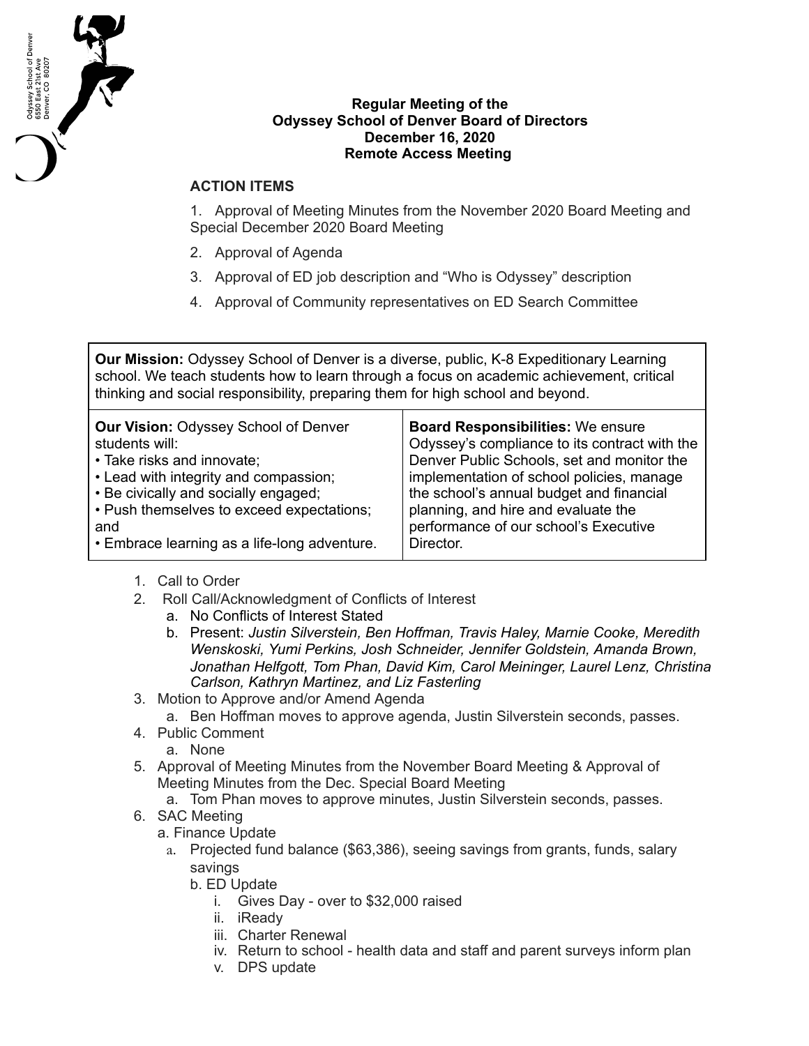Odyssey School of Denver
6550 East 21st Ave
Denver, CO 80207

**Regular Meeting of the**
**Odyssey School of Denver Board of Directors**
**December 16, 2020**
**Remote Access Meeting**

## ACTION ITEMS

1. Approval of Meeting Minutes from the November 2020 Board Meeting and Special December 2020 Board Meeting
2. Approval of Agenda
3. Approval of ED job description and "Who is Odyssey" description
4. Approval of Community representatives on ED Search Committee

| **Our Mission:** Odyssey School of Denver is a diverse, public, K-8 Expeditionary Learning school. We teach students how to learn through a focus on academic achievement, critical thinking and social responsibility, preparing them for high school and beyond. | |
| --- | --- |
| **Our Vision:** Odyssey School of Denver students will:<br>• Take risks and innovate;<br>• Lead with integrity and compassion;<br>• Be civically and socially engaged;<br>• Push themselves to exceed expectations; and<br>• Embrace learning as a life-long adventure. | **Board Responsibilities:** We ensure Odyssey's compliance to its contract with the Denver Public Schools, set and monitor the implementation of school policies, manage the school's annual budget and financial planning, and hire and evaluate the performance of our school's Executive Director. |

1. Call to Order
2. Roll Call/Acknowledgment of Conflicts of Interest
   a. No Conflicts of Interest Stated
   b. Present: *Justin Silverstein, Ben Hoffman, Travis Haley, Marnie Cooke, Meredith Wenskoski, Yumi Perkins, Josh Schneider, Jennifer Goldstein, Amanda Brown, Jonathan Helfgott, Tom Phan, David Kim, Carol Meininger, Laurel Lenz, Christina Carlson, Kathryn Martinez, and Liz Fasterling*
3. Motion to Approve and/or Amend Agenda
   a. Ben Hoffman moves to approve agenda, Justin Silverstein seconds, passes.
4. Public Comment
   a. None
5. Approval of Meeting Minutes from the November Board Meeting & Approval of Meeting Minutes from the Dec. Special Board Meeting
   a. Tom Phan moves to approve minutes, Justin Silverstein seconds, passes.
6. SAC Meeting
   a. Finance Update
      a. Projected fund balance ($63,386), seeing savings from grants, funds, salary savings
   b. ED Update
      i. Gives Day - over to $32,000 raised
      ii. iReady
      iii. Charter Renewal
      iv. Return to school - health data and staff and parent surveys inform plan
      v. DPS update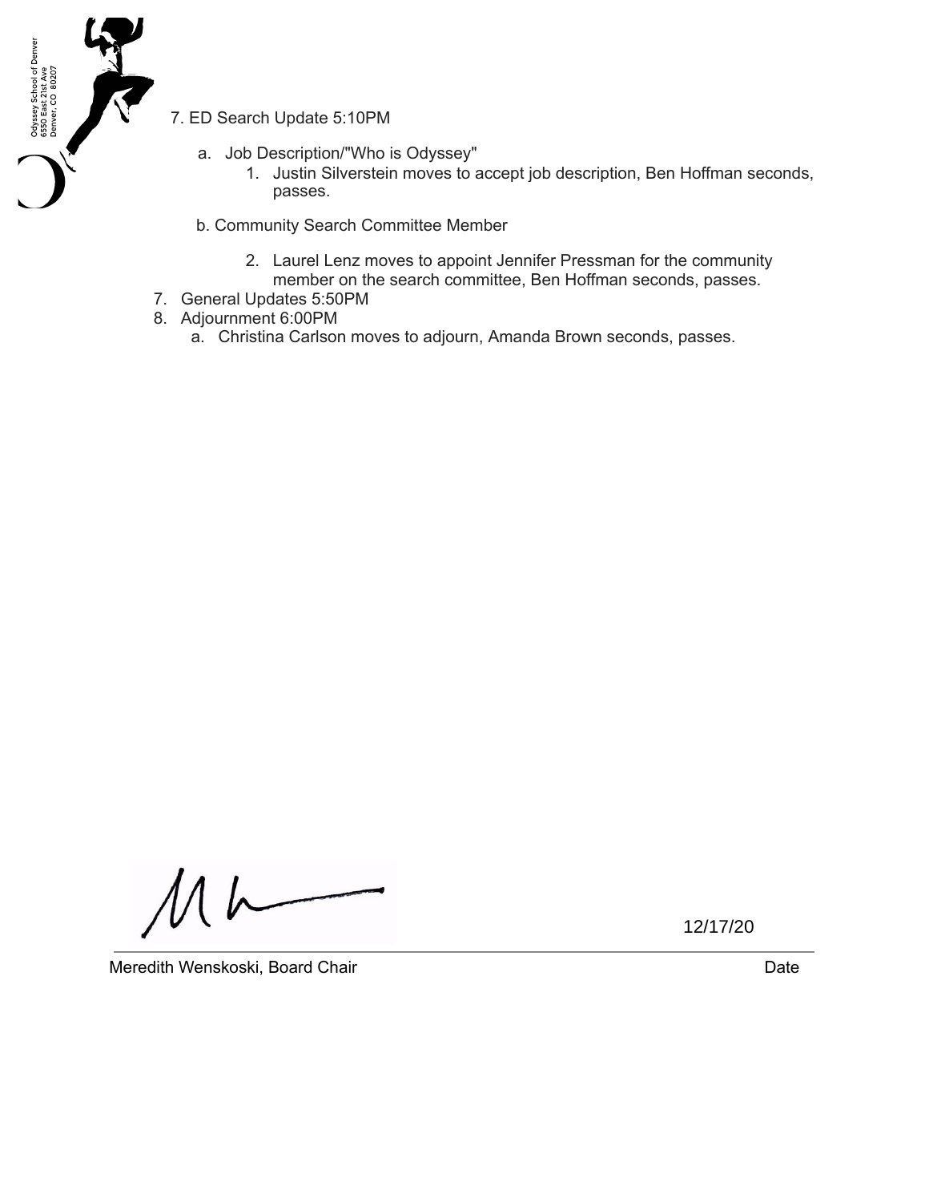7. ED Search Update 5:10PM
    a. Job Description/"Who is Odyssey"
        1. Justin Silverstein moves to accept job description, Ben Hoffman seconds, passes.
    b. Community Search Committee Member
        2. Laurel Lenz moves to appoint Jennifer Pressman for the community member on the search committee, Ben Hoffman seconds, passes.

7. General Updates 5:50PM
8. Adjournment 6:00PM
    a. Christina Carlson moves to adjourn, Amanda Brown seconds, passes.

12/17/20

Meredith Wenskoski, Board Chair — Date